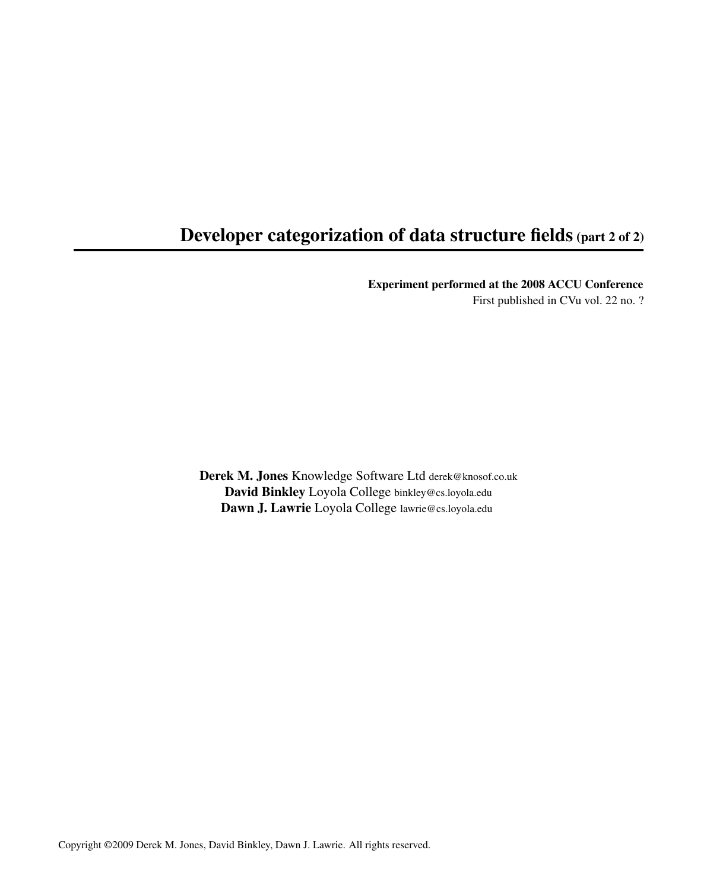# Developer categorization of data structure fields (part 2 of 2)

**Experiment performed at the 2008 ACCU Conference**
First published in CVu vol. 22 no. ?

**Derek M. Jones** Knowledge Software Ltd derek@knosof.co.uk
**David Binkley** Loyola College binkley@cs.loyola.edu
**Dawn J. Lawrie** Loyola College lawrie@cs.loyola.edu

Copyright ©2009 Derek M. Jones, David Binkley, Dawn J. Lawrie. All rights reserved.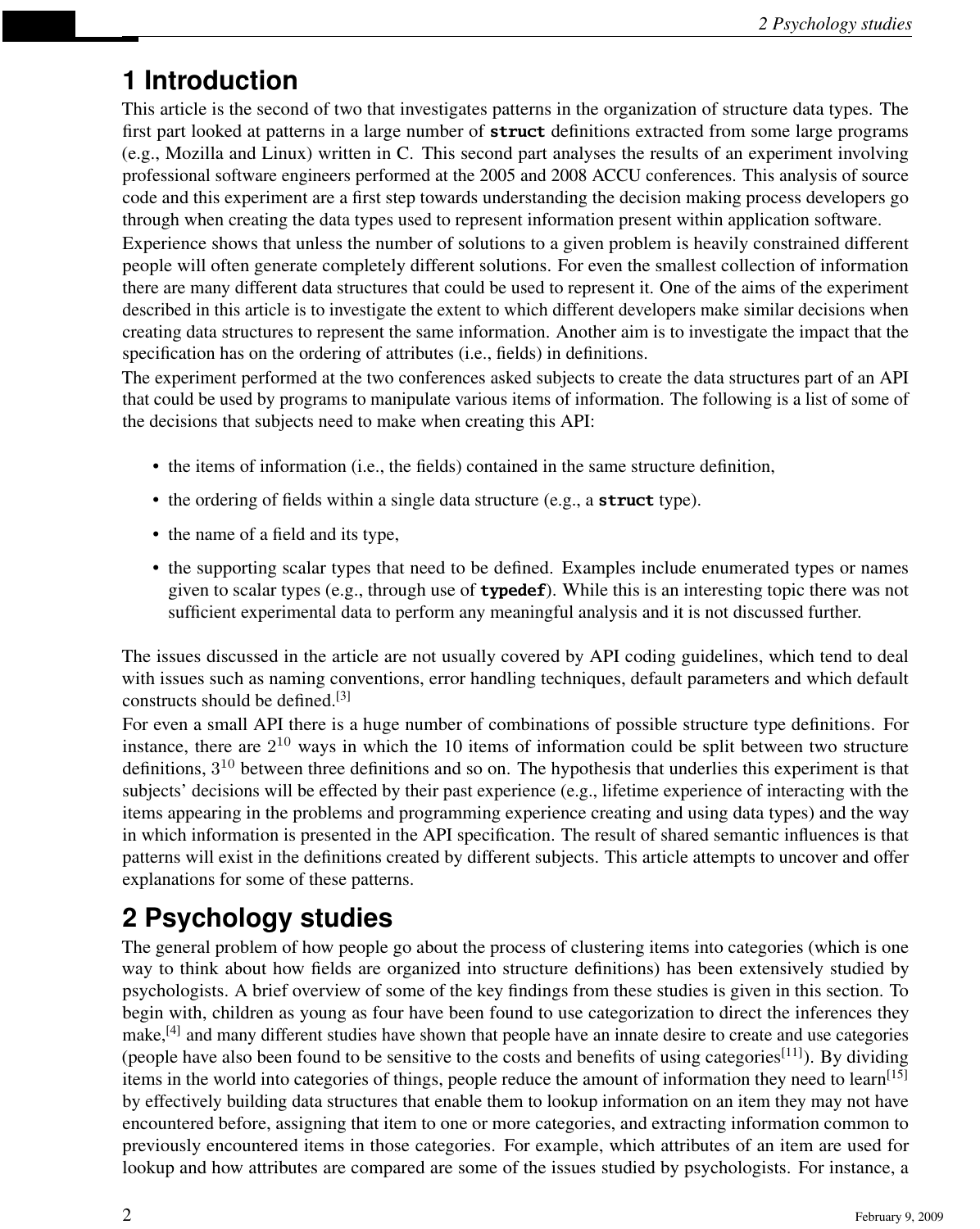# 1 Introduction

This article is the second of two that investigates patterns in the organization of structure data types. The first part looked at patterns in a large number of **struct** definitions extracted from some large programs (e.g., Mozilla and Linux) written in C. This second part analyses the results of an experiment involving professional software engineers performed at the 2005 and 2008 ACCU conferences. This analysis of source code and this experiment are a first step towards understanding the decision making process developers go through when creating the data types used to represent information present within application software.

Experience shows that unless the number of solutions to a given problem is heavily constrained different people will often generate completely different solutions. For even the smallest collection of information there are many different data structures that could be used to represent it. One of the aims of the experiment described in this article is to investigate the extent to which different developers make similar decisions when creating data structures to represent the same information. Another aim is to investigate the impact that the specification has on the ordering of attributes (i.e., fields) in definitions.

The experiment performed at the two conferences asked subjects to create the data structures part of an API that could be used by programs to manipulate various items of information. The following is a list of some of the decisions that subjects need to make when creating this API:

- the items of information (i.e., the fields) contained in the same structure definition,
- the ordering of fields within a single data structure (e.g., a **struct** type).
- the name of a field and its type,
- the supporting scalar types that need to be defined. Examples include enumerated types or names given to scalar types (e.g., through use of **typedef**). While this is an interesting topic there was not sufficient experimental data to perform any meaningful analysis and it is not discussed further.

The issues discussed in the article are not usually covered by API coding guidelines, which tend to deal with issues such as naming conventions, error handling techniques, default parameters and which default constructs should be defined.[3]

For even a small API there is a huge number of combinations of possible structure type definitions. For instance, there are $2^{10}$ ways in which the 10 items of information could be split between two structure definitions, $3^{10}$ between three definitions and so on. The hypothesis that underlies this experiment is that subjects' decisions will be effected by their past experience (e.g., lifetime experience of interacting with the items appearing in the problems and programming experience creating and using data types) and the way in which information is presented in the API specification. The result of shared semantic influences is that patterns will exist in the definitions created by different subjects. This article attempts to uncover and offer explanations for some of these patterns.

# 2 Psychology studies

The general problem of how people go about the process of clustering items into categories (which is one way to think about how fields are organized into structure definitions) has been extensively studied by psychologists. A brief overview of some of the key findings from these studies is given in this section. To begin with, children as young as four have been found to use categorization to direct the inferences they make,[4] and many different studies have shown that people have an innate desire to create and use categories (people have also been found to be sensitive to the costs and benefits of using categories[11]). By dividing items in the world into categories of things, people reduce the amount of information they need to learn[15] by effectively building data structures that enable them to lookup information on an item they may not have encountered before, assigning that item to one or more categories, and extracting information common to previously encountered items in those categories. For example, which attributes of an item are used for lookup and how attributes are compared are some of the issues studied by psychologists. For instance, a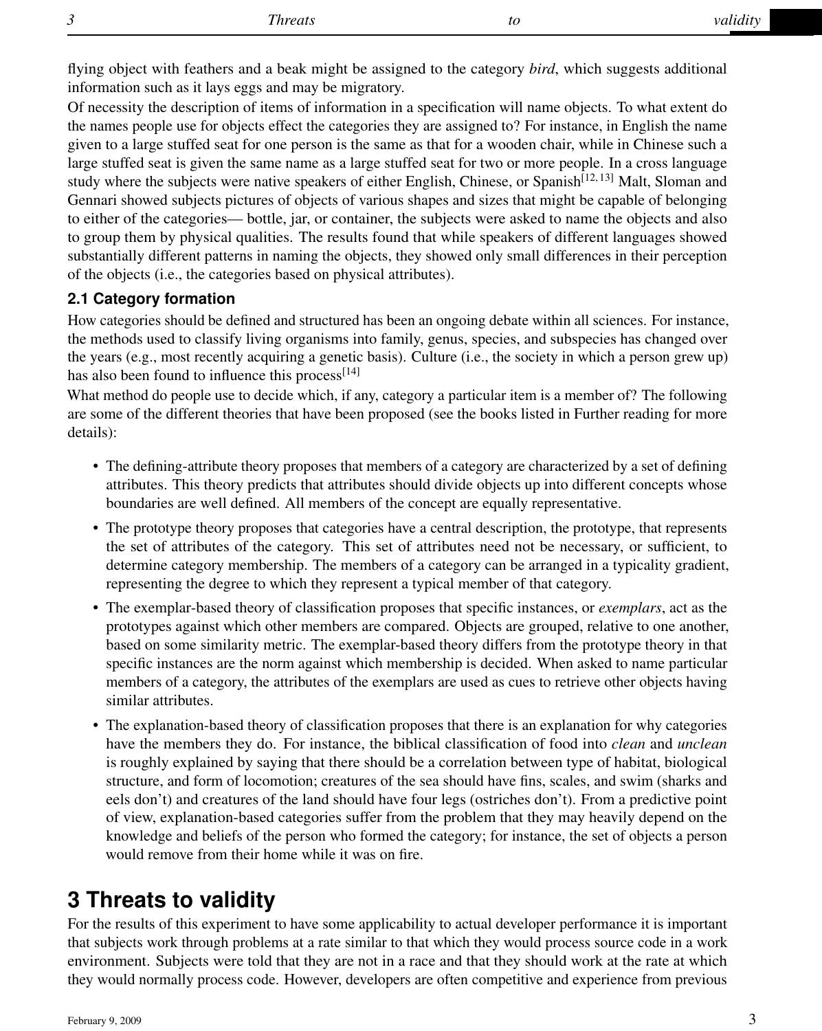flying object with feathers and a beak might be assigned to the category *bird*, which suggests additional information such as it lays eggs and may be migratory.

Of necessity the description of items of information in a specification will name objects. To what extent do the names people use for objects effect the categories they are assigned to? For instance, in English the name given to a large stuffed seat for one person is the same as that for a wooden chair, while in Chinese such a large stuffed seat is given the same name as a large stuffed seat for two or more people. In a cross language study where the subjects were native speakers of either English, Chinese, or Spanish[12,13] Malt, Sloman and Gennari showed subjects pictures of objects of various shapes and sizes that might be capable of belonging to either of the categories— bottle, jar, or container, the subjects were asked to name the objects and also to group them by physical qualities. The results found that while speakers of different languages showed substantially different patterns in naming the objects, they showed only small differences in their perception of the objects (i.e., the categories based on physical attributes).

### 2.1 Category formation

How categories should be defined and structured has been an ongoing debate within all sciences. For instance, the methods used to classify living organisms into family, genus, species, and subspecies has changed over the years (e.g., most recently acquiring a genetic basis). Culture (i.e., the society in which a person grew up) has also been found to influence this process[14]

What method do people use to decide which, if any, category a particular item is a member of? The following are some of the different theories that have been proposed (see the books listed in Further reading for more details):

- The defining-attribute theory proposes that members of a category are characterized by a set of defining attributes. This theory predicts that attributes should divide objects up into different concepts whose boundaries are well defined. All members of the concept are equally representative.
- The prototype theory proposes that categories have a central description, the prototype, that represents the set of attributes of the category. This set of attributes need not be necessary, or sufficient, to determine category membership. The members of a category can be arranged in a typicality gradient, representing the degree to which they represent a typical member of that category.
- The exemplar-based theory of classification proposes that specific instances, or *exemplars*, act as the prototypes against which other members are compared. Objects are grouped, relative to one another, based on some similarity metric. The exemplar-based theory differs from the prototype theory in that specific instances are the norm against which membership is decided. When asked to name particular members of a category, the attributes of the exemplars are used as cues to retrieve other objects having similar attributes.
- The explanation-based theory of classification proposes that there is an explanation for why categories have the members they do. For instance, the biblical classification of food into *clean* and *unclean* is roughly explained by saying that there should be a correlation between type of habitat, biological structure, and form of locomotion; creatures of the sea should have fins, scales, and swim (sharks and eels don't) and creatures of the land should have four legs (ostriches don't). From a predictive point of view, explanation-based categories suffer from the problem that they may heavily depend on the knowledge and beliefs of the person who formed the category; for instance, the set of objects a person would remove from their home while it was on fire.

## 3 Threats to validity

For the results of this experiment to have some applicability to actual developer performance it is important that subjects work through problems at a rate similar to that which they would process source code in a work environment. Subjects were told that they are not in a race and that they should work at the rate at which they would normally process code. However, developers are often competitive and experience from previous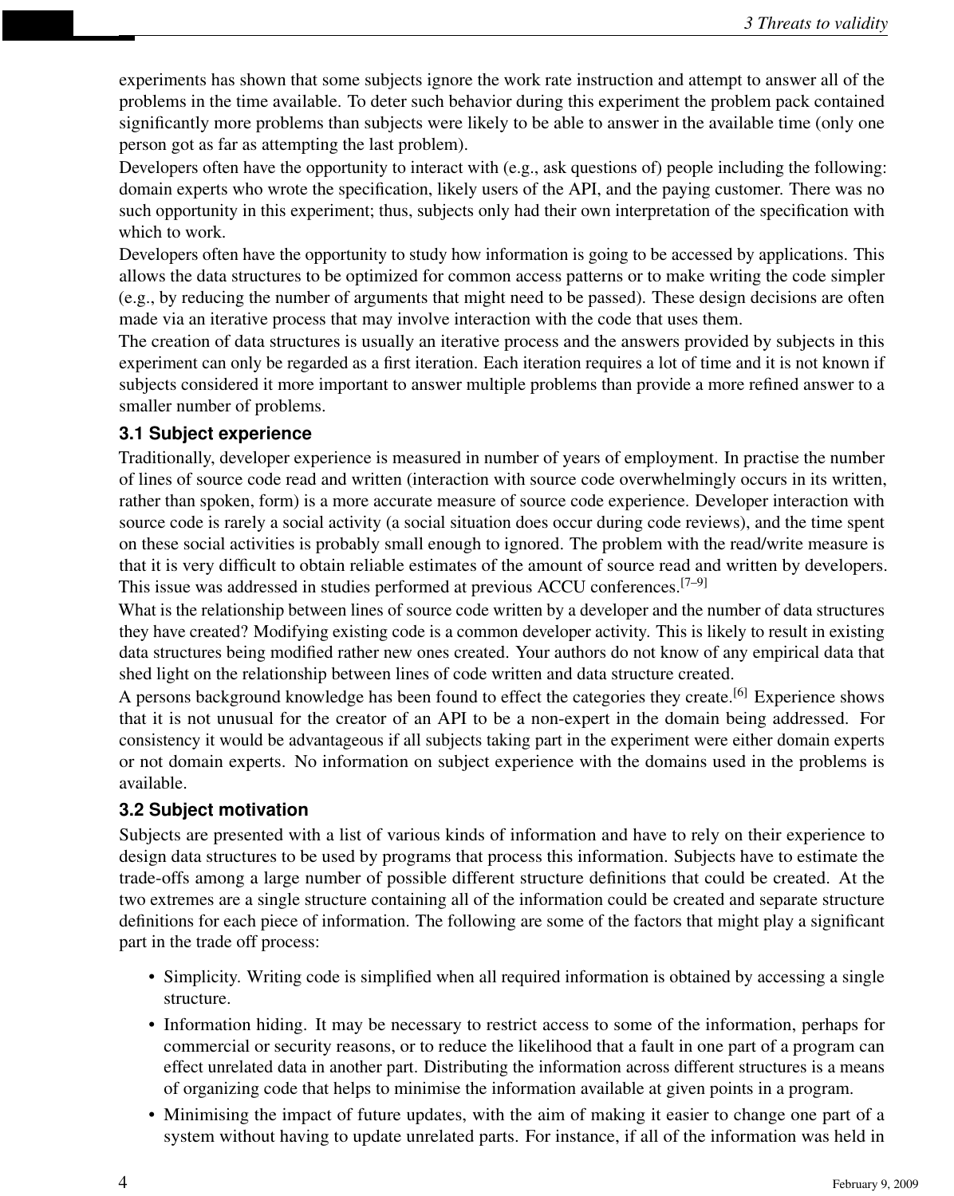experiments has shown that some subjects ignore the work rate instruction and attempt to answer all of the problems in the time available. To deter such behavior during this experiment the problem pack contained significantly more problems than subjects were likely to be able to answer in the available time (only one person got as far as attempting the last problem).

Developers often have the opportunity to interact with (e.g., ask questions of) people including the following: domain experts who wrote the specification, likely users of the API, and the paying customer. There was no such opportunity in this experiment; thus, subjects only had their own interpretation of the specification with which to work.

Developers often have the opportunity to study how information is going to be accessed by applications. This allows the data structures to be optimized for common access patterns or to make writing the code simpler (e.g., by reducing the number of arguments that might need to be passed). These design decisions are often made via an iterative process that may involve interaction with the code that uses them.

The creation of data structures is usually an iterative process and the answers provided by subjects in this experiment can only be regarded as a first iteration. Each iteration requires a lot of time and it is not known if subjects considered it more important to answer multiple problems than provide a more refined answer to a smaller number of problems.

### 3.1 Subject experience

Traditionally, developer experience is measured in number of years of employment. In practise the number of lines of source code read and written (interaction with source code overwhelmingly occurs in its written, rather than spoken, form) is a more accurate measure of source code experience. Developer interaction with source code is rarely a social activity (a social situation does occur during code reviews), and the time spent on these social activities is probably small enough to ignored. The problem with the read/write measure is that it is very difficult to obtain reliable estimates of the amount of source read and written by developers. This issue was addressed in studies performed at previous ACCU conferences.[7–9]

What is the relationship between lines of source code written by a developer and the number of data structures they have created? Modifying existing code is a common developer activity. This is likely to result in existing data structures being modified rather new ones created. Your authors do not know of any empirical data that shed light on the relationship between lines of code written and data structure created.

A persons background knowledge has been found to effect the categories they create.[6] Experience shows that it is not unusual for the creator of an API to be a non-expert in the domain being addressed. For consistency it would be advantageous if all subjects taking part in the experiment were either domain experts or not domain experts. No information on subject experience with the domains used in the problems is available.

### 3.2 Subject motivation

Subjects are presented with a list of various kinds of information and have to rely on their experience to design data structures to be used by programs that process this information. Subjects have to estimate the trade-offs among a large number of possible different structure definitions that could be created. At the two extremes are a single structure containing all of the information could be created and separate structure definitions for each piece of information. The following are some of the factors that might play a significant part in the trade off process:

- Simplicity. Writing code is simplified when all required information is obtained by accessing a single structure.
- Information hiding. It may be necessary to restrict access to some of the information, perhaps for commercial or security reasons, or to reduce the likelihood that a fault in one part of a program can effect unrelated data in another part. Distributing the information across different structures is a means of organizing code that helps to minimise the information available at given points in a program.
- Minimising the impact of future updates, with the aim of making it easier to change one part of a system without having to update unrelated parts. For instance, if all of the information was held in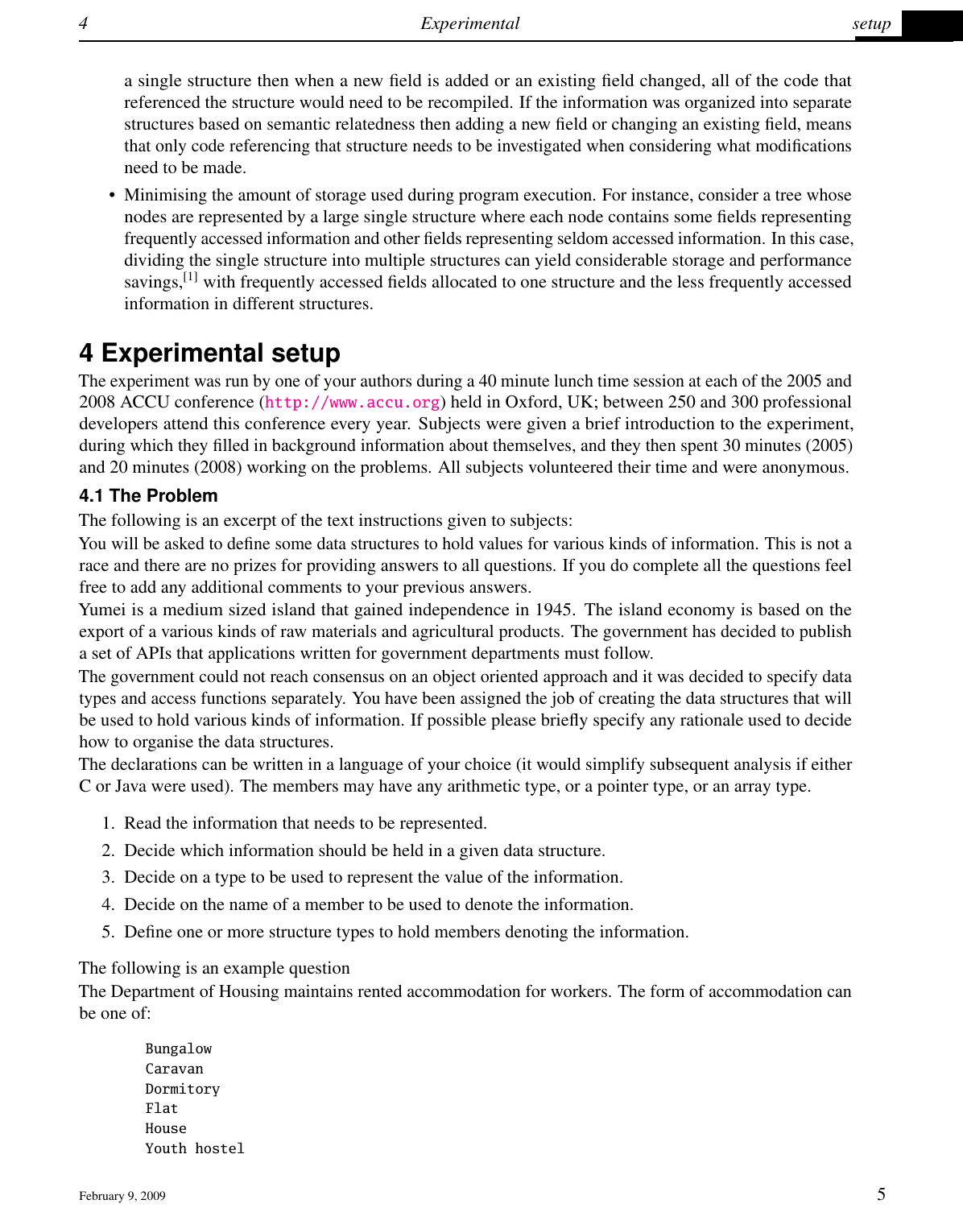a single structure then when a new field is added or an existing field changed, all of the code that referenced the structure would need to be recompiled. If the information was organized into separate structures based on semantic relatedness then adding a new field or changing an existing field, means that only code referencing that structure needs to be investigated when considering what modifications need to be made.

- Minimising the amount of storage used during program execution. For instance, consider a tree whose nodes are represented by a large single structure where each node contains some fields representing frequently accessed information and other fields representing seldom accessed information. In this case, dividing the single structure into multiple structures can yield considerable storage and performance savings,[1] with frequently accessed fields allocated to one structure and the less frequently accessed information in different structures.

# 4 Experimental setup

The experiment was run by one of your authors during a 40 minute lunch time session at each of the 2005 and 2008 ACCU conference (http://www.accu.org) held in Oxford, UK; between 250 and 300 professional developers attend this conference every year. Subjects were given a brief introduction to the experiment, during which they filled in background information about themselves, and they then spent 30 minutes (2005) and 20 minutes (2008) working on the problems. All subjects volunteered their time and were anonymous.

## 4.1 The Problem

The following is an excerpt of the text instructions given to subjects:

You will be asked to define some data structures to hold values for various kinds of information. This is not a race and there are no prizes for providing answers to all questions. If you do complete all the questions feel free to add any additional comments to your previous answers.

Yumei is a medium sized island that gained independence in 1945. The island economy is based on the export of a various kinds of raw materials and agricultural products. The government has decided to publish a set of APIs that applications written for government departments must follow.

The government could not reach consensus on an object oriented approach and it was decided to specify data types and access functions separately. You have been assigned the job of creating the data structures that will be used to hold various kinds of information. If possible please briefly specify any rationale used to decide how to organise the data structures.

The declarations can be written in a language of your choice (it would simplify subsequent analysis if either C or Java were used). The members may have any arithmetic type, or a pointer type, or an array type.

1. Read the information that needs to be represented.
2. Decide which information should be held in a given data structure.
3. Decide on a type to be used to represent the value of the information.
4. Decide on the name of a member to be used to denote the information.
5. Define one or more structure types to hold members denoting the information.

The following is an example question

The Department of Housing maintains rented accommodation for workers. The form of accommodation can be one of:

```
Bungalow
Caravan
Dormitory
Flat
House
Youth hostel
```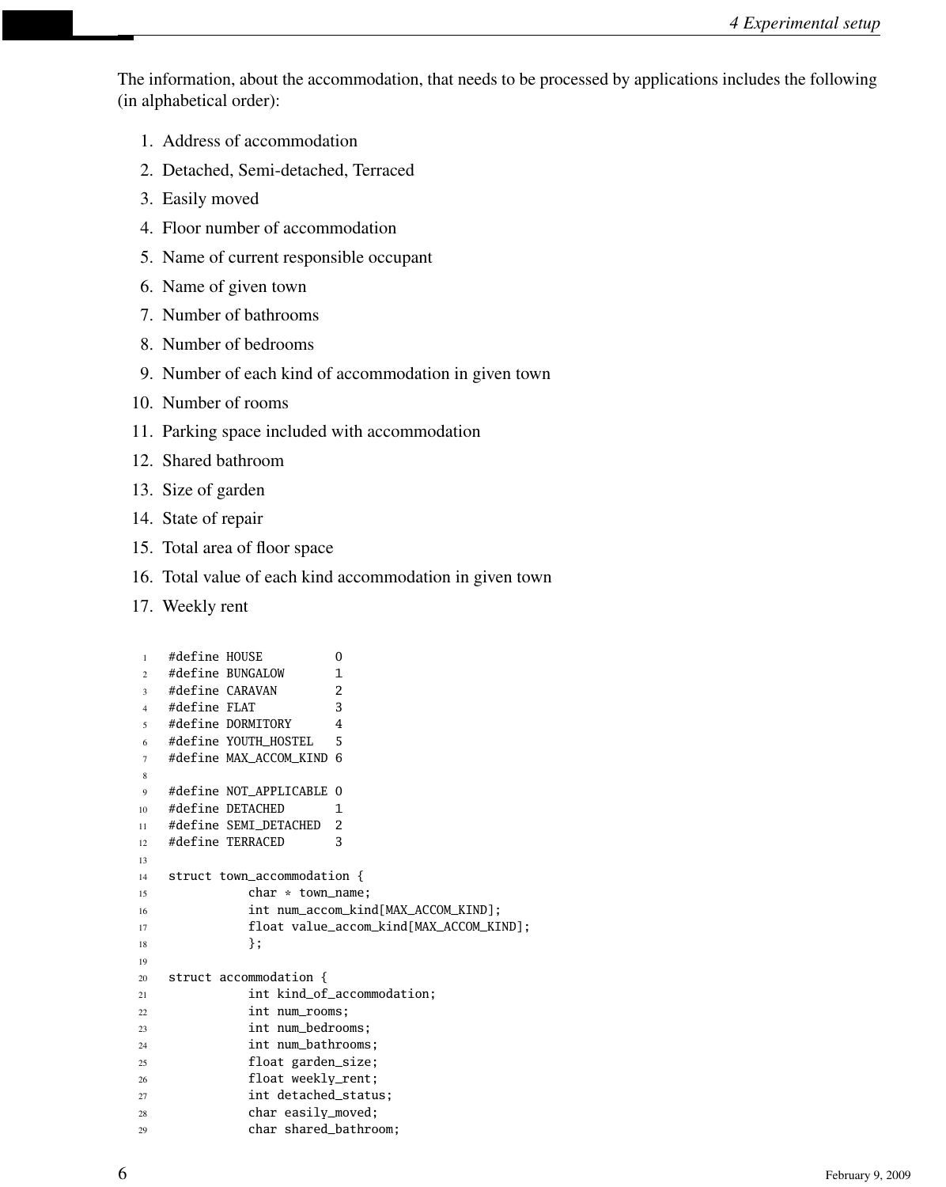The information, about the accommodation, that needs to be processed by applications includes the following (in alphabetical order):

1. Address of accommodation
2. Detached, Semi-detached, Terraced
3. Easily moved
4. Floor number of accommodation
5. Name of current responsible occupant
6. Name of given town
7. Number of bathrooms
8. Number of bedrooms
9. Number of each kind of accommodation in given town
10. Number of rooms
11. Parking space included with accommodation
12. Shared bathroom
13. Size of garden
14. State of repair
15. Total area of floor space
16. Total value of each kind accommodation in given town
17. Weekly rent

```
#define HOUSE          0
#define BUNGALOW       1
#define CARAVAN        2
#define FLAT           3
#define DORMITORY      4
#define YOUTH_HOSTEL   5
#define MAX_ACCOM_KIND 6

#define NOT_APPLICABLE 0
#define DETACHED       1
#define SEMI_DETACHED  2
#define TERRACED       3

struct town_accommodation {
           char * town_name;
           int num_accom_kind[MAX_ACCOM_KIND];
           float value_accom_kind[MAX_ACCOM_KIND];
           };

struct accommodation {
           int kind_of_accommodation;
           int num_rooms;
           int num_bedrooms;
           int num_bathrooms;
           float garden_size;
           float weekly_rent;
           int detached_status;
           char easily_moved;
           char shared_bathroom;
```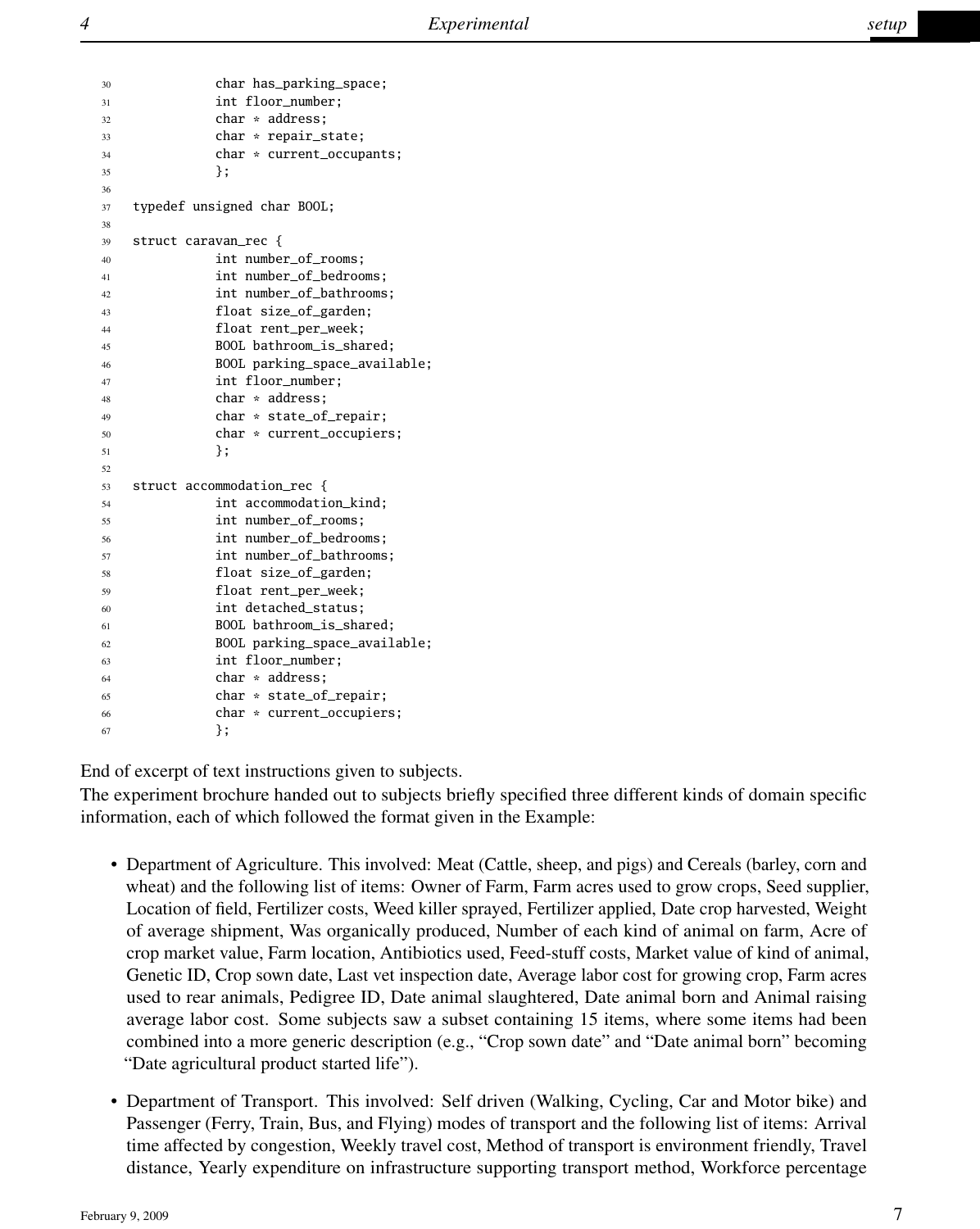```
30            char has_parking_space;
31            int floor_number;
32            char * address;
33            char * repair_state;
34            char * current_occupants;
35            };
36
37   typedef unsigned char BOOL;
38
39   struct caravan_rec {
40            int number_of_rooms;
41            int number_of_bedrooms;
42            int number_of_bathrooms;
43            float size_of_garden;
44            float rent_per_week;
45            BOOL bathroom_is_shared;
46            BOOL parking_space_available;
47            int floor_number;
48            char * address;
49            char * state_of_repair;
50            char * current_occupiers;
51            };
52
53   struct accommodation_rec {
54            int accommodation_kind;
55            int number_of_rooms;
56            int number_of_bedrooms;
57            int number_of_bathrooms;
58            float size_of_garden;
59            float rent_per_week;
60            int detached_status;
61            BOOL bathroom_is_shared;
62            BOOL parking_space_available;
63            int floor_number;
64            char * address;
65            char * state_of_repair;
66            char * current_occupiers;
67            };
```

End of excerpt of text instructions given to subjects.
The experiment brochure handed out to subjects briefly specified three different kinds of domain specific information, each of which followed the format given in the Example:

- Department of Agriculture. This involved: Meat (Cattle, sheep, and pigs) and Cereals (barley, corn and wheat) and the following list of items: Owner of Farm, Farm acres used to grow crops, Seed supplier, Location of field, Fertilizer costs, Weed killer sprayed, Fertilizer applied, Date crop harvested, Weight of average shipment, Was organically produced, Number of each kind of animal on farm, Acre of crop market value, Farm location, Antibiotics used, Feed-stuff costs, Market value of kind of animal, Genetic ID, Crop sown date, Last vet inspection date, Average labor cost for growing crop, Farm acres used to rear animals, Pedigree ID, Date animal slaughtered, Date animal born and Animal raising average labor cost. Some subjects saw a subset containing 15 items, where some items had been combined into a more generic description (e.g., "Crop sown date" and "Date animal born" becoming "Date agricultural product started life").

- Department of Transport. This involved: Self driven (Walking, Cycling, Car and Motor bike) and Passenger (Ferry, Train, Bus, and Flying) modes of transport and the following list of items: Arrival time affected by congestion, Weekly travel cost, Method of transport is environment friendly, Travel distance, Yearly expenditure on infrastructure supporting transport method, Workforce percentage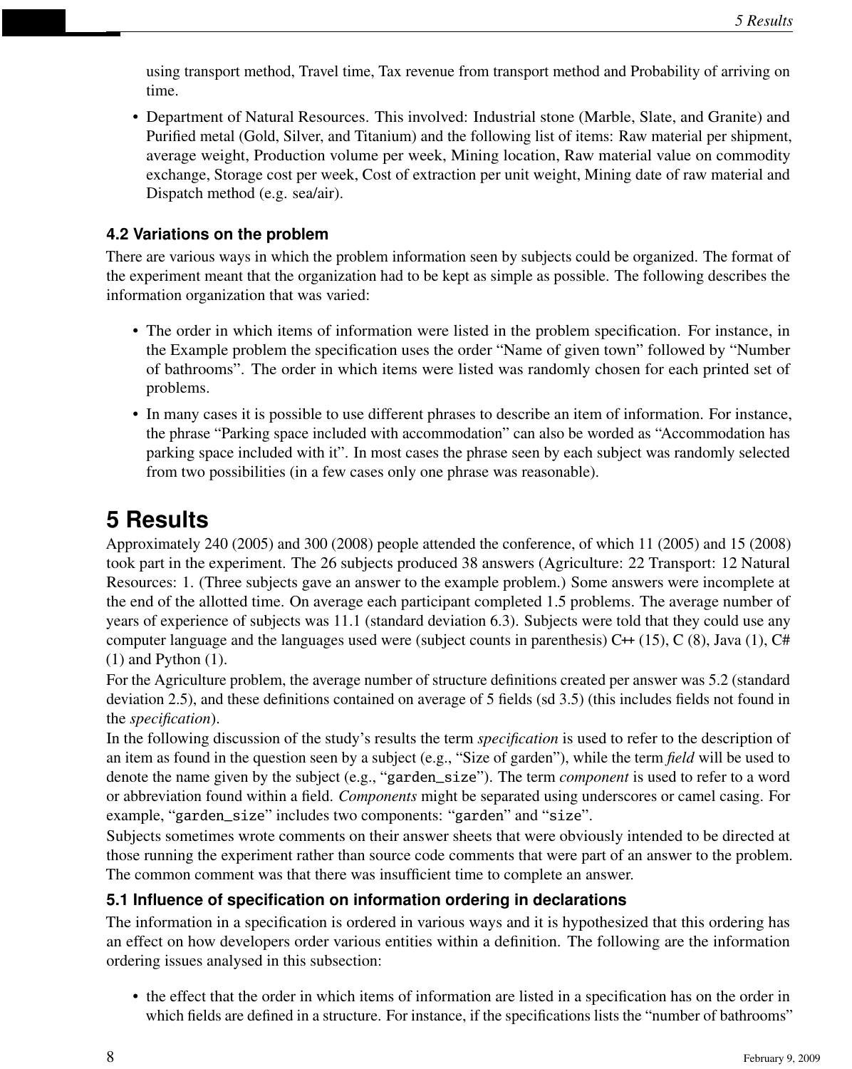using transport method, Travel time, Tax revenue from transport method and Probability of arriving on time.

- Department of Natural Resources. This involved: Industrial stone (Marble, Slate, and Granite) and Purified metal (Gold, Silver, and Titanium) and the following list of items: Raw material per shipment, average weight, Production volume per week, Mining location, Raw material value on commodity exchange, Storage cost per week, Cost of extraction per unit weight, Mining date of raw material and Dispatch method (e.g. sea/air).

### 4.2 Variations on the problem

There are various ways in which the problem information seen by subjects could be organized. The format of the experiment meant that the organization had to be kept as simple as possible. The following describes the information organization that was varied:

- The order in which items of information were listed in the problem specification. For instance, in the Example problem the specification uses the order "Name of given town" followed by "Number of bathrooms". The order in which items were listed was randomly chosen for each printed set of problems.
- In many cases it is possible to use different phrases to describe an item of information. For instance, the phrase "Parking space included with accommodation" can also be worded as "Accommodation has parking space included with it". In most cases the phrase seen by each subject was randomly selected from two possibilities (in a few cases only one phrase was reasonable).

## 5 Results

Approximately 240 (2005) and 300 (2008) people attended the conference, of which 11 (2005) and 15 (2008) took part in the experiment. The 26 subjects produced 38 answers (Agriculture: 22 Transport: 12 Natural Resources: 1. (Three subjects gave an answer to the example problem.) Some answers were incomplete at the end of the allotted time. On average each participant completed 1.5 problems. The average number of years of experience of subjects was 11.1 (standard deviation 6.3). Subjects were told that they could use any computer language and the languages used were (subject counts in parenthesis) C++ (15), C (8), Java (1), C# (1) and Python (1).

For the Agriculture problem, the average number of structure definitions created per answer was 5.2 (standard deviation 2.5), and these definitions contained on average of 5 fields (sd 3.5) (this includes fields not found in the *specification*).

In the following discussion of the study's results the term *specification* is used to refer to the description of an item as found in the question seen by a subject (e.g., "Size of garden"), while the term *field* will be used to denote the name given by the subject (e.g., "`garden_size`"). The term *component* is used to refer to a word or abbreviation found within a field. *Components* might be separated using underscores or camel casing. For example, "`garden_size`" includes two components: "`garden`" and "`size`".

Subjects sometimes wrote comments on their answer sheets that were obviously intended to be directed at those running the experiment rather than source code comments that were part of an answer to the problem. The common comment was that there was insufficient time to complete an answer.

### 5.1 Influence of specification on information ordering in declarations

The information in a specification is ordered in various ways and it is hypothesized that this ordering has an effect on how developers order various entities within a definition. The following are the information ordering issues analysed in this subsection:

- the effect that the order in which items of information are listed in a specification has on the order in which fields are defined in a structure. For instance, if the specifications lists the "number of bathrooms"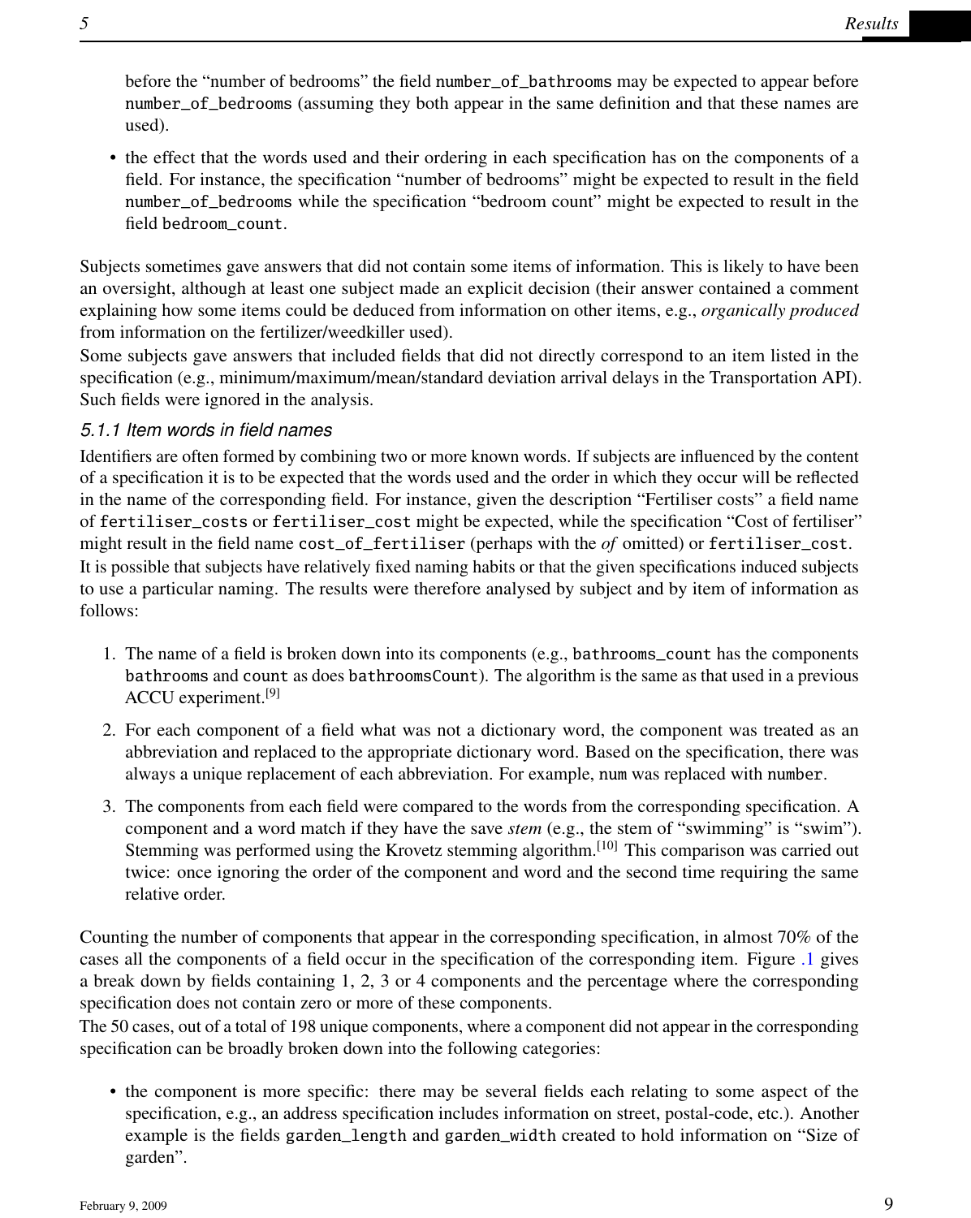before the "number of bedrooms" the field `number_of_bathrooms` may be expected to appear before `number_of_bedrooms` (assuming they both appear in the same definition and that these names are used).

- the effect that the words used and their ordering in each specification has on the components of a field. For instance, the specification "number of bedrooms" might be expected to result in the field `number_of_bedrooms` while the specification "bedroom count" might be expected to result in the field `bedroom_count`.

Subjects sometimes gave answers that did not contain some items of information. This is likely to have been an oversight, although at least one subject made an explicit decision (their answer contained a comment explaining how some items could be deduced from information on other items, e.g., *organically produced* from information on the fertilizer/weedkiller used).

Some subjects gave answers that included fields that did not directly correspond to an item listed in the specification (e.g., minimum/maximum/mean/standard deviation arrival delays in the Transportation API). Such fields were ignored in the analysis.

### 5.1.1 Item words in field names

Identifiers are often formed by combining two or more known words. If subjects are influenced by the content of a specification it is to be expected that the words used and the order in which they occur will be reflected in the name of the corresponding field. For instance, given the description "Fertiliser costs" a field name of `fertiliser_costs` or `fertiliser_cost` might be expected, while the specification "Cost of fertiliser" might result in the field name `cost_of_fertiliser` (perhaps with the *of* omitted) or `fertiliser_cost`.

It is possible that subjects have relatively fixed naming habits or that the given specifications induced subjects to use a particular naming. The results were therefore analysed by subject and by item of information as follows:

1. The name of a field is broken down into its components (e.g., `bathrooms_count` has the components `bathrooms` and `count` as does `bathroomsCount`). The algorithm is the same as that used in a previous ACCU experiment.[9]
2. For each component of a field what was not a dictionary word, the component was treated as an abbreviation and replaced to the appropriate dictionary word. Based on the specification, there was always a unique replacement of each abbreviation. For example, `num` was replaced with `number`.
3. The components from each field were compared to the words from the corresponding specification. A component and a word match if they have the save *stem* (e.g., the stem of "swimming" is "swim"). Stemming was performed using the Krovetz stemming algorithm.[10] This comparison was carried out twice: once ignoring the order of the component and word and the second time requiring the same relative order.

Counting the number of components that appear in the corresponding specification, in almost 70% of the cases all the components of a field occur in the specification of the corresponding item. Figure .1 gives a break down by fields containing 1, 2, 3 or 4 components and the percentage where the corresponding specification does not contain zero or more of these components.

The 50 cases, out of a total of 198 unique components, where a component did not appear in the corresponding specification can be broadly broken down into the following categories:

- the component is more specific: there may be several fields each relating to some aspect of the specification, e.g., an address specification includes information on street, postal-code, etc.). Another example is the fields `garden_length` and `garden_width` created to hold information on "Size of garden".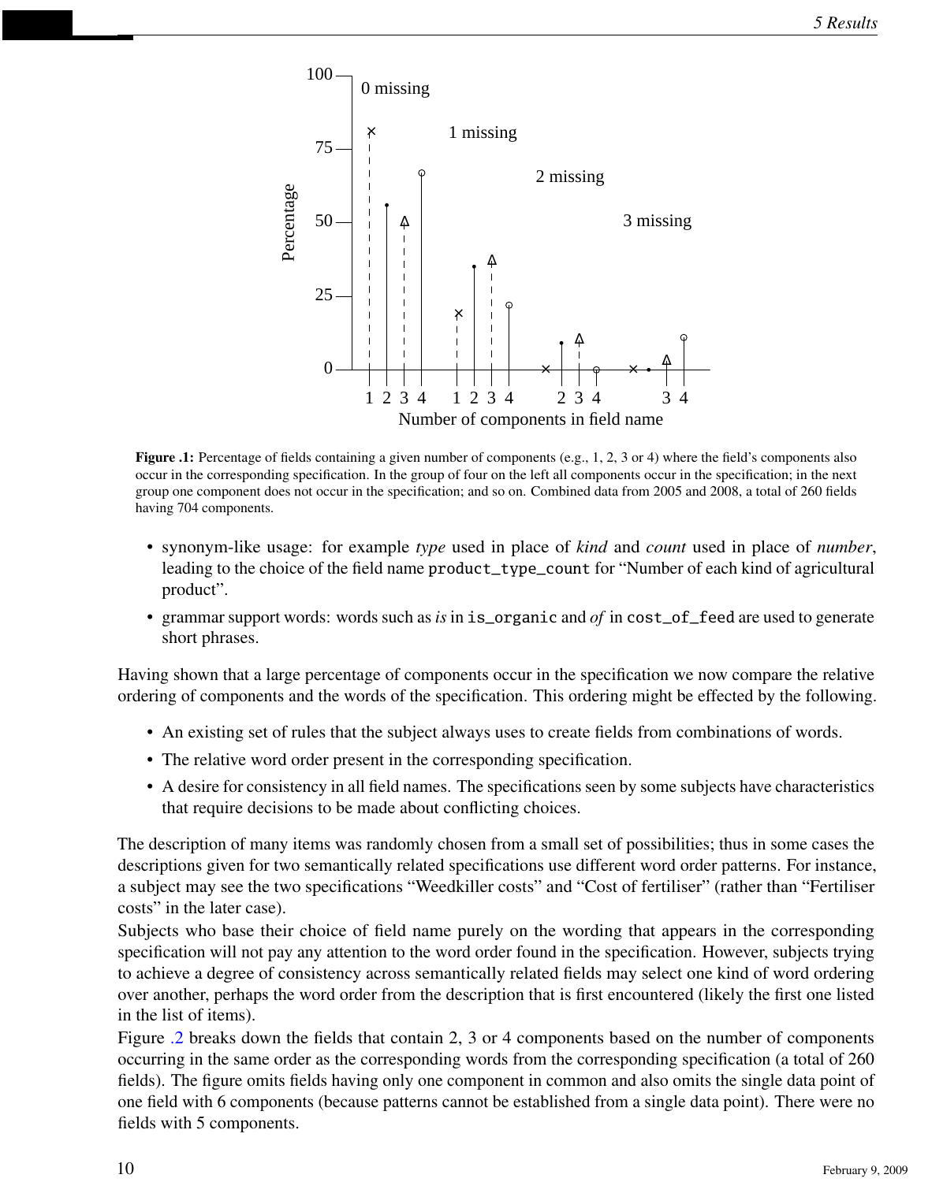**Figure .1:** Percentage of fields containing a given number of components (e.g., 1, 2, 3 or 4) where the field's components also occur in the corresponding specification. In the group of four on the left all components occur in the specification; in the next group one component does not occur in the specification; and so on. Combined data from 2005 and 2008, a total of 260 fields having 704 components.

- synonym-like usage: for example *type* used in place of *kind* and *count* used in place of *number*, leading to the choice of the field name `product_type_count` for "Number of each kind of agricultural product".
- grammar support words: words such as *is* in `is_organic` and *of* in `cost_of_feed` are used to generate short phrases.

Having shown that a large percentage of components occur in the specification we now compare the relative ordering of components and the words of the specification. This ordering might be effected by the following.

- An existing set of rules that the subject always uses to create fields from combinations of words.
- The relative word order present in the corresponding specification.
- A desire for consistency in all field names. The specifications seen by some subjects have characteristics that require decisions to be made about conflicting choices.

The description of many items was randomly chosen from a small set of possibilities; thus in some cases the descriptions given for two semantically related specifications use different word order patterns. For instance, a subject may see the two specifications "Weedkiller costs" and "Cost of fertiliser" (rather than "Fertiliser costs" in the later case).

Subjects who base their choice of field name purely on the wording that appears in the corresponding specification will not pay any attention to the word order found in the specification. However, subjects trying to achieve a degree of consistency across semantically related fields may select one kind of word ordering over another, perhaps the word order from the description that is first encountered (likely the first one listed in the list of items).

Figure .2 breaks down the fields that contain 2, 3 or 4 components based on the number of components occurring in the same order as the corresponding words from the corresponding specification (a total of 260 fields). The figure omits fields having only one component in common and also omits the single data point of one field with 6 components (because patterns cannot be established from a single data point). There were no fields with 5 components.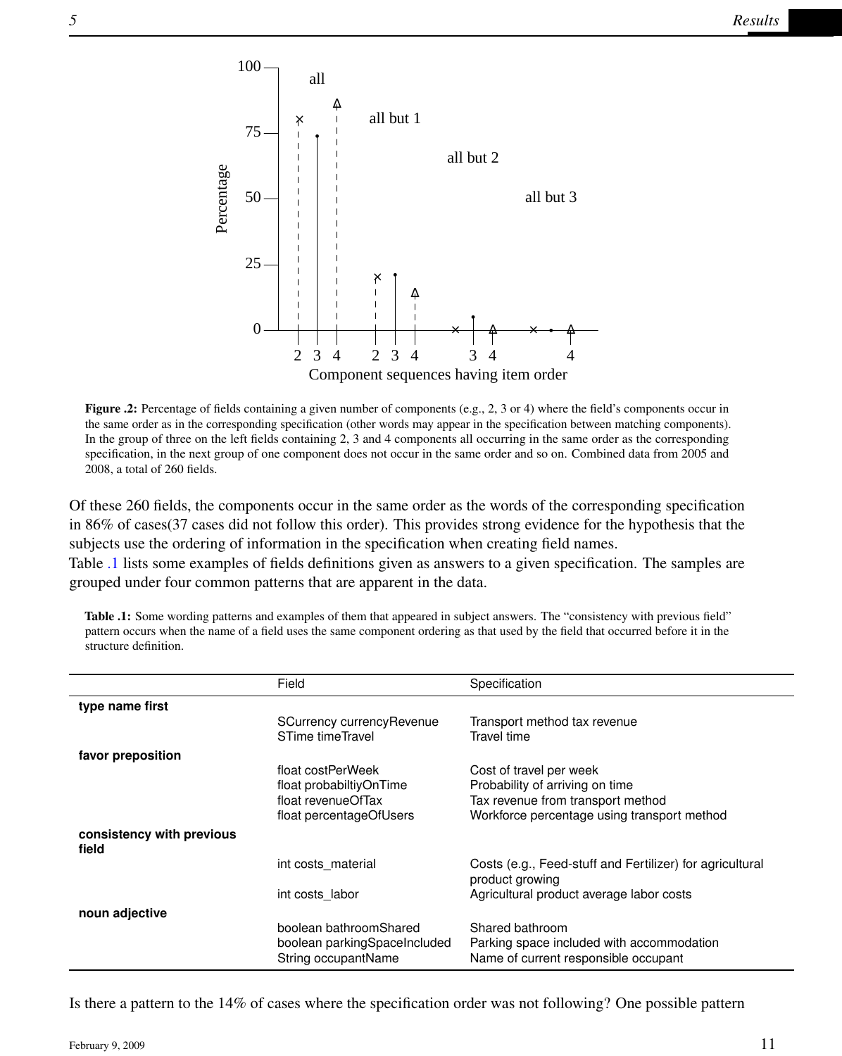Figure .2: Percentage of fields containing a given number of components (e.g., 2, 3 or 4) where the field's components occur in the same order as in the corresponding specification (other words may appear in the specification between matching components). In the group of three on the left fields containing 2, 3 and 4 components all occurring in the same order as the corresponding specification, in the next group of one component does not occur in the same order and so on. Combined data from 2005 and 2008, a total of 260 fields.

Of these 260 fields, the components occur in the same order as the words of the corresponding specification in 86% of cases(37 cases did not follow this order). This provides strong evidence for the hypothesis that the subjects use the ordering of information in the specification when creating field names.

Table .1 lists some examples of fields definitions given as answers to a given specification. The samples are grouped under four common patterns that are apparent in the data.

**Table .1:** Some wording patterns and examples of them that appeared in subject answers. The "consistency with previous field" pattern occurs when the name of a field uses the same component ordering as that used by the field that occurred before it in the structure definition.

| | Field | Specification |
|---|---|---|
| **type name first** | | |
| | SCurrency currencyRevenue | Transport method tax revenue |
| | STime timeTravel | Travel time |
| **favor preposition** | | |
| | float costPerWeek | Cost of travel per week |
| | float probabiltiyOnTime | Probability of arriving on time |
| | float revenueOfTax | Tax revenue from transport method |
| | float percentageOfUsers | Workforce percentage using transport method |
| **consistency with previous field** | | |
| | int costs_material | Costs (e.g., Feed-stuff and Fertilizer) for agricultural product growing |
| | int costs_labor | Agricultural product average labor costs |
| **noun adjective** | | |
| | boolean bathroomShared | Shared bathroom |
| | boolean parkingSpaceIncluded | Parking space included with accommodation |
| | String occupantName | Name of current responsible occupant |

Is there a pattern to the 14% of cases where the specification order was not following? One possible pattern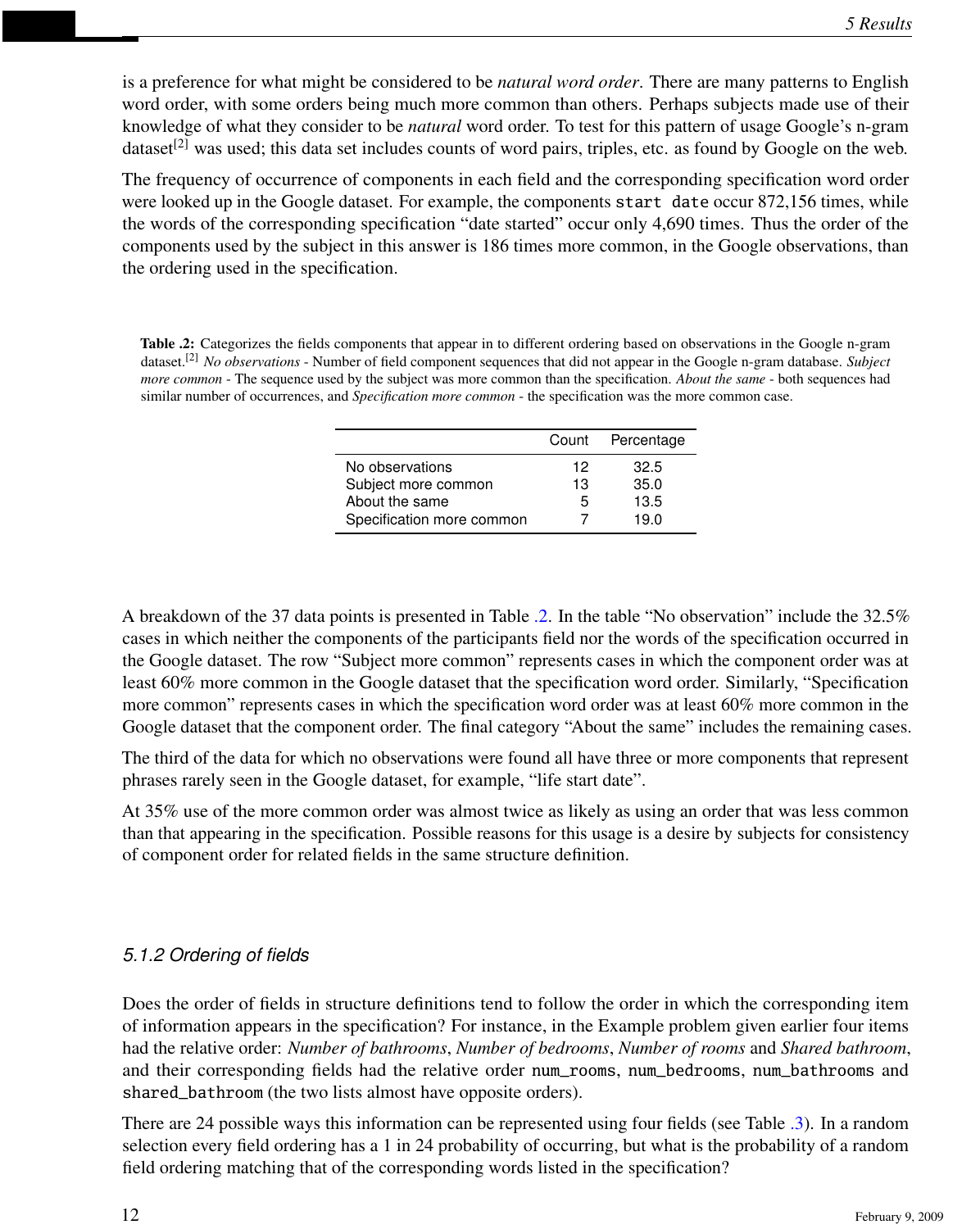is a preference for what might be considered to be *natural word order*. There are many patterns to English word order, with some orders being much more common than others. Perhaps subjects made use of their knowledge of what they consider to be *natural* word order. To test for this pattern of usage Google's n-gram dataset[2] was used; this data set includes counts of word pairs, triples, etc. as found by Google on the web.

The frequency of occurrence of components in each field and the corresponding specification word order were looked up in the Google dataset. For example, the components `start date` occur 872,156 times, while the words of the corresponding specification "date started" occur only 4,690 times. Thus the order of the components used by the subject in this answer is 186 times more common, in the Google observations, than the ordering used in the specification.

**Table .2:** Categorizes the fields components that appear in to different ordering based on observations in the Google n-gram dataset.[2] *No observations* - Number of field component sequences that did not appear in the Google n-gram database. *Subject more common* - The sequence used by the subject was more common than the specification. *About the same* - both sequences had similar number of occurrences, and *Specification more common* - the specification was the more common case.

| | Count | Percentage |
|---|---|---|
| No observations | 12 | 32.5 |
| Subject more common | 13 | 35.0 |
| About the same | 5 | 13.5 |
| Specification more common | 7 | 19.0 |

A breakdown of the 37 data points is presented in Table .2. In the table "No observation" include the 32.5% cases in which neither the components of the participants field nor the words of the specification occurred in the Google dataset. The row "Subject more common" represents cases in which the component order was at least 60% more common in the Google dataset that the specification word order. Similarly, "Specification more common" represents cases in which the specification word order was at least 60% more common in the Google dataset that the component order. The final category "About the same" includes the remaining cases.

The third of the data for which no observations were found all have three or more components that represent phrases rarely seen in the Google dataset, for example, "life start date".

At 35% use of the more common order was almost twice as likely as using an order that was less common than that appearing in the specification. Possible reasons for this usage is a desire by subjects for consistency of component order for related fields in the same structure definition.

### 5.1.2 Ordering of fields

Does the order of fields in structure definitions tend to follow the order in which the corresponding item of information appears in the specification? For instance, in the Example problem given earlier four items had the relative order: *Number of bathrooms*, *Number of bedrooms*, *Number of rooms* and *Shared bathroom*, and their corresponding fields had the relative order `num_rooms`, `num_bedrooms`, `num_bathrooms` and `shared_bathroom` (the two lists almost have opposite orders).

There are 24 possible ways this information can be represented using four fields (see Table .3). In a random selection every field ordering has a 1 in 24 probability of occurring, but what is the probability of a random field ordering matching that of the corresponding words listed in the specification?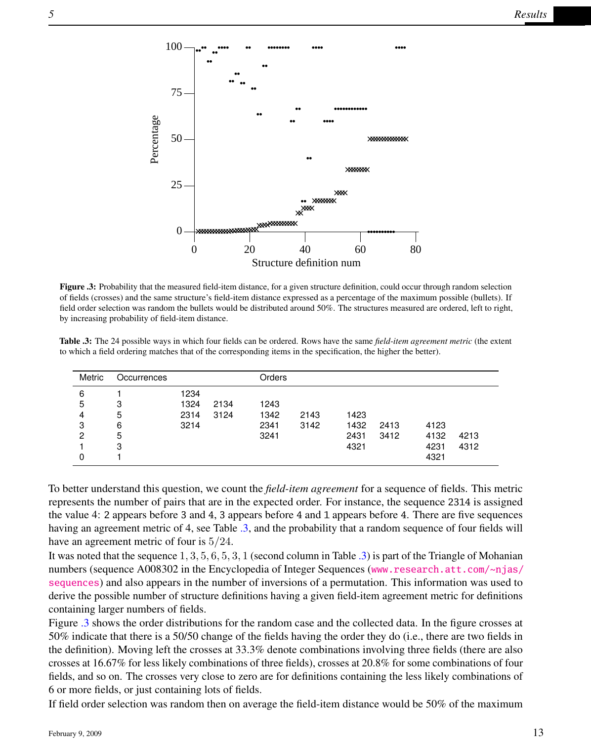**Figure .3:** Probability that the measured field-item distance, for a given structure definition, could occur through random selection of fields (crosses) and the same structure's field-item distance expressed as a percentage of the maximum possible (bullets). If field order selection was random the bullets would be distributed around 50%. The structures measured are ordered, left to right, by increasing probability of field-item distance.

**Table .3:** The 24 possible ways in which four fields can be ordered. Rows have the same *field-item agreement metric* (the extent to which a field ordering matches that of the corresponding items in the specification, the higher the better).

| Metric | Occurrences | Orders | | | | | | | |
|---|---|---|---|---|---|---|---|---|---|
| 6 | 1 | 1234 | | | | | | | |
| 5 | 3 | 1324 | 2134 | 1243 | | | | | |
| 4 | 5 | 2314 | 3124 | 1342 | 2143 | 1423 | | | |
| 3 | 6 | 3214 | | 2341 | 3142 | 1432 | 2413 | 4123 | |
| 2 | 5 | | | 3241 | | 2431 | 3412 | 4132 | 4213 |
| 1 | 3 | | | | | 4321 | | 4231 | 4312 |
| 0 | 1 | | | | | | | 4321 | |

To better understand this question, we count the *field-item agreement* for a sequence of fields. This metric represents the number of pairs that are in the expected order. For instance, the sequence 2314 is assigned the value 4: 2 appears before 3 and 4, 3 appears before 4 and 1 appears before 4. There are five sequences having an agreement metric of 4, see Table .3, and the probability that a random sequence of four fields will have an agreement metric of four is $5/24$.

It was noted that the sequence $1, 3, 5, 6, 5, 3, 1$ (second column in Table .3) is part of the Triangle of Mohanian numbers (sequence A008302 in the Encyclopedia of Integer Sequences (www.research.att.com/~njas/sequences) and also appears in the number of inversions of a permutation. This information was used to derive the possible number of structure definitions having a given field-item agreement metric for definitions containing larger numbers of fields.

Figure .3 shows the order distributions for the random case and the collected data. In the figure crosses at 50% indicate that there is a 50/50 change of the fields having the order they do (i.e., there are two fields in the definition). Moving left the crosses at 33.3% denote combinations involving three fields (there are also crosses at 16.67% for less likely combinations of three fields), crosses at 20.8% for some combinations of four fields, and so on. The crosses very close to zero are for definitions containing the less likely combinations of 6 or more fields, or just containing lots of fields.

If field order selection was random then on average the field-item distance would be 50% of the maximum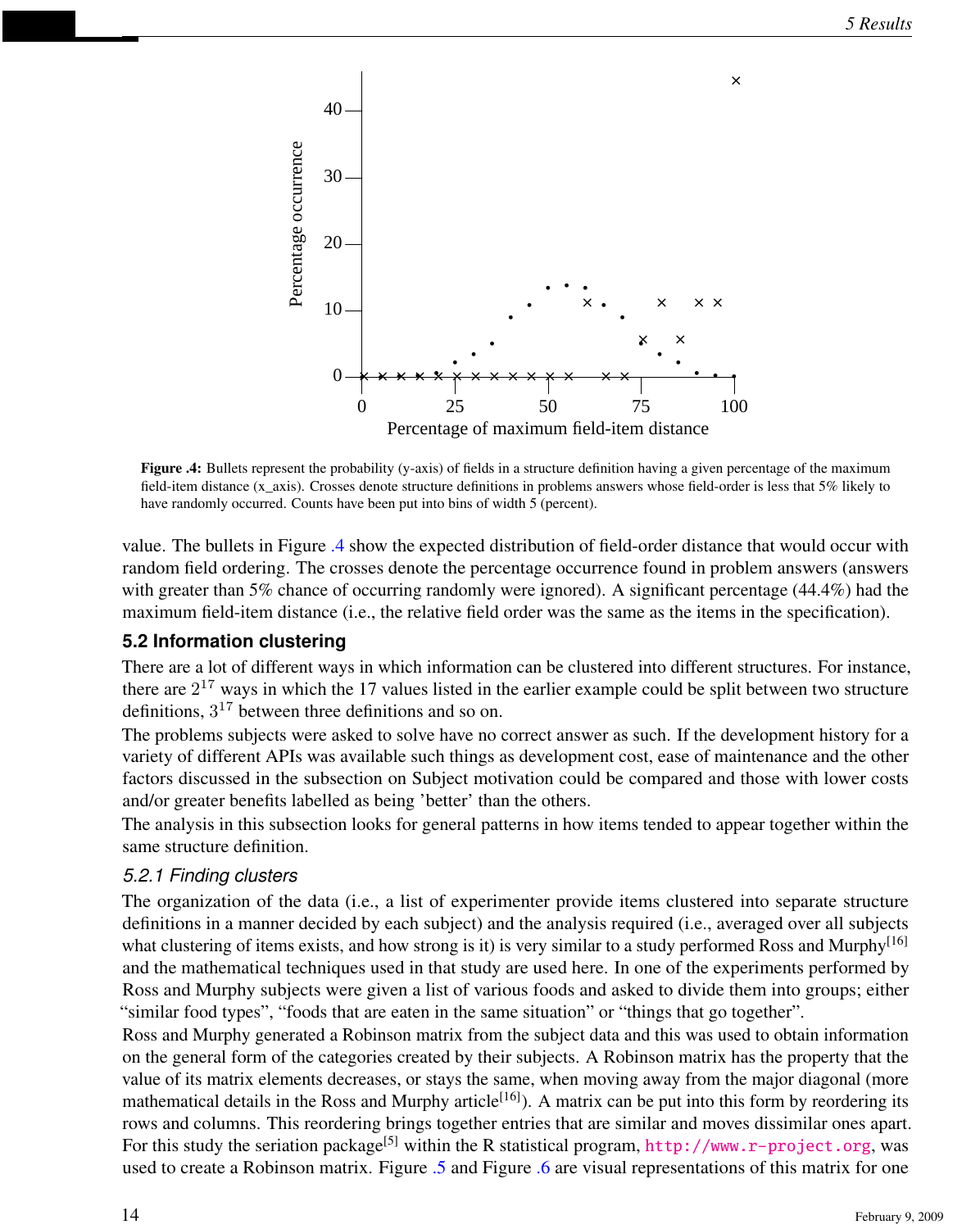**Figure .4:** Bullets represent the probability (y-axis) of fields in a structure definition having a given percentage of the maximum field-item distance (x_axis). Crosses denote structure definitions in problems answers whose field-order is less that 5% likely to have randomly occurred. Counts have been put into bins of width 5 (percent).

value. The bullets in Figure .4 show the expected distribution of field-order distance that would occur with random field ordering. The crosses denote the percentage occurrence found in problem answers (answers with greater than 5% chance of occurring randomly were ignored). A significant percentage (44.4%) had the maximum field-item distance (i.e., the relative field order was the same as the items in the specification).

### 5.2 Information clustering

There are a lot of different ways in which information can be clustered into different structures. For instance, there are $2^{17}$ ways in which the 17 values listed in the earlier example could be split between two structure definitions, $3^{17}$ between three definitions and so on.

The problems subjects were asked to solve have no correct answer as such. If the development history for a variety of different APIs was available such things as development cost, ease of maintenance and the other factors discussed in the subsection on Subject motivation could be compared and those with lower costs and/or greater benefits labelled as being 'better' than the others.

The analysis in this subsection looks for general patterns in how items tended to appear together within the same structure definition.

#### *5.2.1 Finding clusters*

The organization of the data (i.e., a list of experimenter provide items clustered into separate structure definitions in a manner decided by each subject) and the analysis required (i.e., averaged over all subjects what clustering of items exists, and how strong is it) is very similar to a study performed Ross and Murphy[16] and the mathematical techniques used in that study are used here. In one of the experiments performed by Ross and Murphy subjects were given a list of various foods and asked to divide them into groups; either "similar food types", "foods that are eaten in the same situation" or "things that go together".

Ross and Murphy generated a Robinson matrix from the subject data and this was used to obtain information on the general form of the categories created by their subjects. A Robinson matrix has the property that the value of its matrix elements decreases, or stays the same, when moving away from the major diagonal (more mathematical details in the Ross and Murphy article[16]). A matrix can be put into this form by reordering its rows and columns. This reordering brings together entries that are similar and moves dissimilar ones apart. For this study the seriation package[5] within the R statistical program, http://www.r-project.org, was used to create a Robinson matrix. Figure .5 and Figure .6 are visual representations of this matrix for one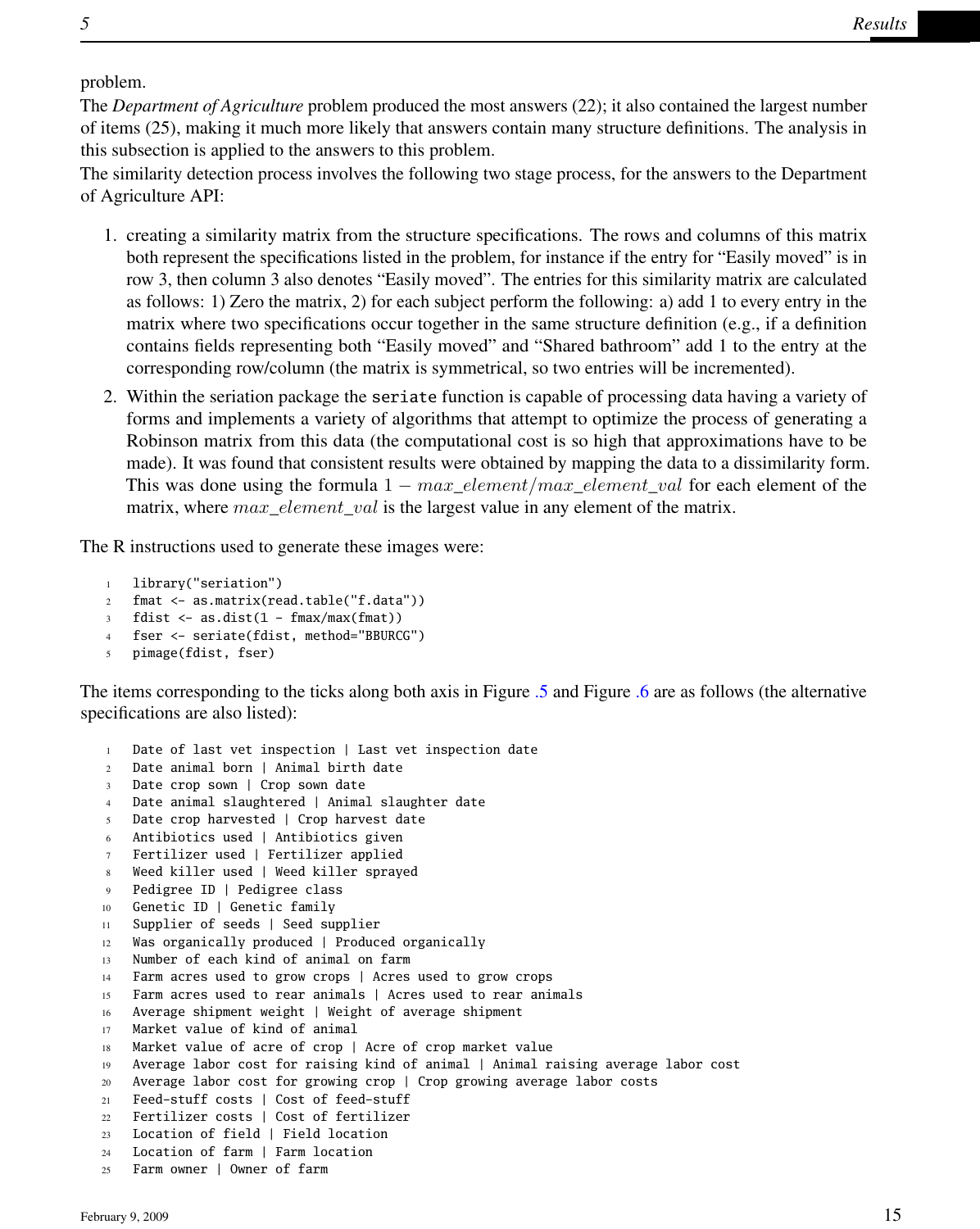problem.

The *Department of Agriculture* problem produced the most answers (22); it also contained the largest number of items (25), making it much more likely that answers contain many structure definitions. The analysis in this subsection is applied to the answers to this problem.

The similarity detection process involves the following two stage process, for the answers to the Department of Agriculture API:

1. creating a similarity matrix from the structure specifications. The rows and columns of this matrix both represent the specifications listed in the problem, for instance if the entry for "Easily moved" is in row 3, then column 3 also denotes "Easily moved". The entries for this similarity matrix are calculated as follows: 1) Zero the matrix, 2) for each subject perform the following: a) add 1 to every entry in the matrix where two specifications occur together in the same structure definition (e.g., if a definition contains fields representing both "Easily moved" and "Shared bathroom" add 1 to the entry at the corresponding row/column (the matrix is symmetrical, so two entries will be incremented).
2. Within the seriation package the `seriate` function is capable of processing data having a variety of forms and implements a variety of algorithms that attempt to optimize the process of generating a Robinson matrix from this data (the computational cost is so high that approximations have to be made). It was found that consistent results were obtained by mapping the data to a dissimilarity form. This was done using the formula $1 - max\_element/max\_element\_val$ for each element of the matrix, where $max\_element\_val$ is the largest value in any element of the matrix.

The R instructions used to generate these images were:

```
library("seriation")
fmat <- as.matrix(read.table("f.data"))
fdist <- as.dist(1 - fmax/max(fmat))
fser <- seriate(fdist, method="BBURCG")
pimage(fdist, fser)
```

The items corresponding to the ticks along both axis in Figure .5 and Figure .6 are as follows (the alternative specifications are also listed):

```
Date of last vet inspection | Last vet inspection date
Date animal born | Animal birth date
Date crop sown | Crop sown date
Date animal slaughtered | Animal slaughter date
Date crop harvested | Crop harvest date
Antibiotics used | Antibiotics given
Fertilizer used | Fertilizer applied
Weed killer used | Weed killer sprayed
Pedigree ID | Pedigree class
Genetic ID | Genetic family
Supplier of seeds | Seed supplier
Was organically produced | Produced organically
Number of each kind of animal on farm
Farm acres used to grow crops | Acres used to grow crops
Farm acres used to rear animals | Acres used to rear animals
Average shipment weight | Weight of average shipment
Market value of kind of animal
Market value of acre of crop | Acre of crop market value
Average labor cost for raising kind of animal | Animal raising average labor cost
Average labor cost for growing crop | Crop growing average labor costs
Feed-stuff costs | Cost of feed-stuff
Fertilizer costs | Cost of fertilizer
Location of field | Field location
Location of farm | Farm location
Farm owner | Owner of farm
```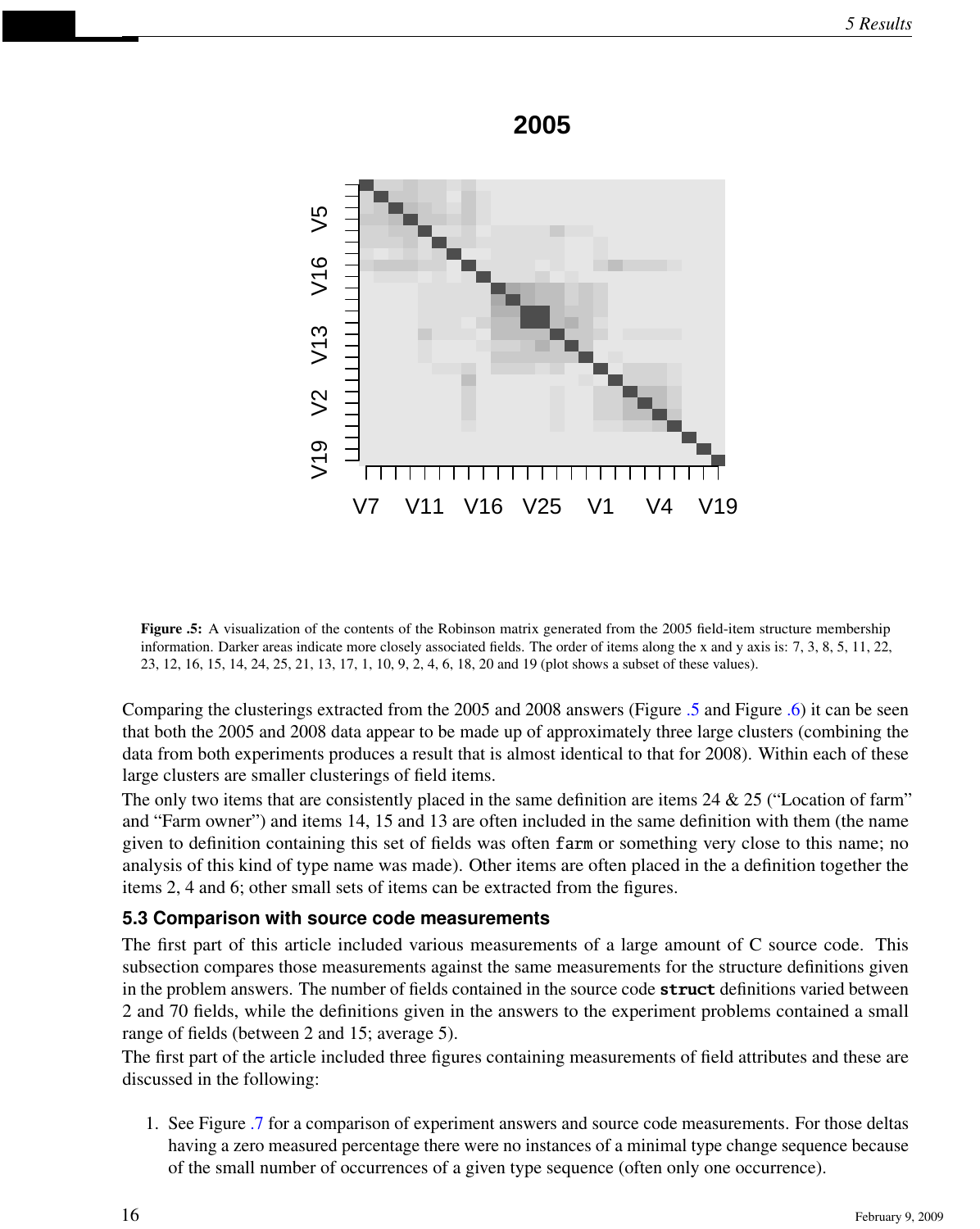Figure .5: A visualization of the contents of the Robinson matrix generated from the 2005 field-item structure membership information. Darker areas indicate more closely associated fields. The order of items along the x and y axis is: 7, 3, 8, 5, 11, 22, 23, 12, 16, 15, 14, 24, 25, 21, 13, 17, 1, 10, 9, 2, 4, 6, 18, 20 and 19 (plot shows a subset of these values).

Comparing the clusterings extracted from the 2005 and 2008 answers (Figure .5 and Figure .6) it can be seen that both the 2005 and 2008 data appear to be made up of approximately three large clusters (combining the data from both experiments produces a result that is almost identical to that for 2008). Within each of these large clusters are smaller clusterings of field items.

The only two items that are consistently placed in the same definition are items 24 & 25 ("Location of farm" and "Farm owner") and items 14, 15 and 13 are often included in the same definition with them (the name given to definition containing this set of fields was often `farm` or something very close to this name; no analysis of this kind of type name was made). Other items are often placed in the a definition together the items 2, 4 and 6; other small sets of items can be extracted from the figures.

### 5.3 Comparison with source code measurements

The first part of this article included various measurements of a large amount of C source code. This subsection compares those measurements against the same measurements for the structure definitions given in the problem answers. The number of fields contained in the source code **`struct`** definitions varied between 2 and 70 fields, while the definitions given in the answers to the experiment problems contained a small range of fields (between 2 and 15; average 5).

The first part of the article included three figures containing measurements of field attributes and these are discussed in the following:

1. See Figure .7 for a comparison of experiment answers and source code measurements. For those deltas having a zero measured percentage there were no instances of a minimal type change sequence because of the small number of occurrences of a given type sequence (often only one occurrence).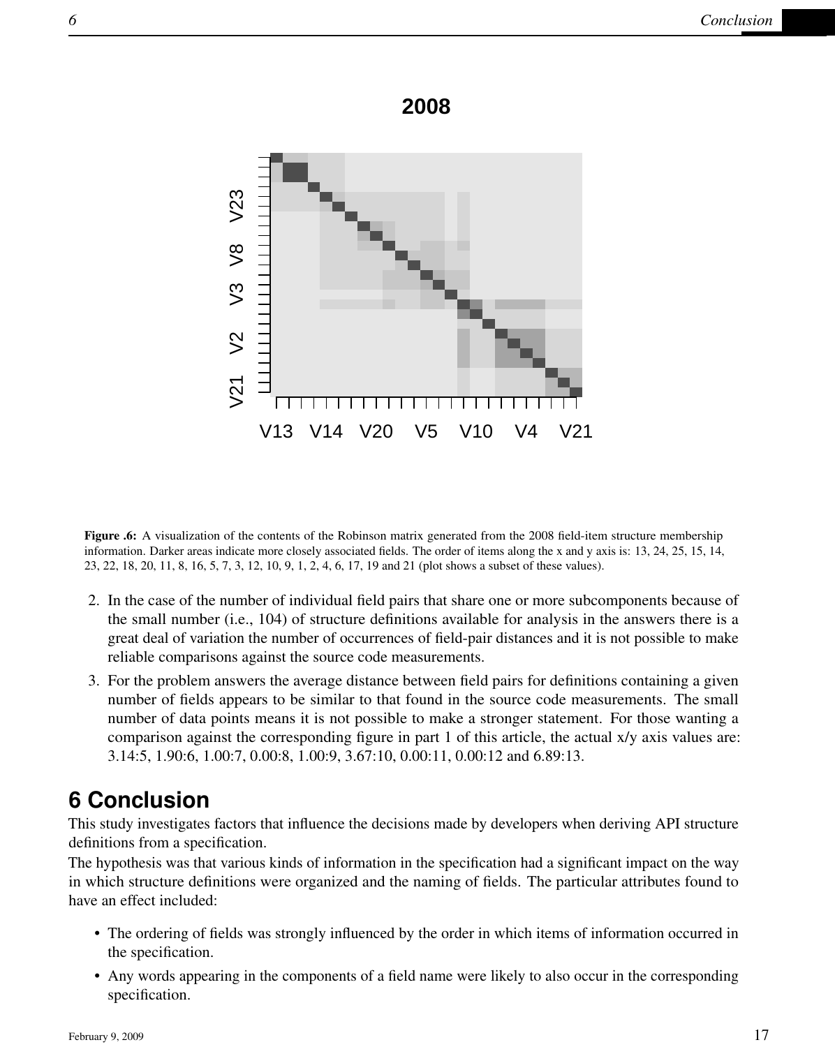**Figure .6:** A visualization of the contents of the Robinson matrix generated from the 2008 field-item structure membership information. Darker areas indicate more closely associated fields. The order of items along the x and y axis is: 13, 24, 25, 15, 14, 23, 22, 18, 20, 11, 8, 16, 5, 7, 3, 12, 10, 9, 1, 2, 4, 6, 17, 19 and 21 (plot shows a subset of these values).

2. In the case of the number of individual field pairs that share one or more subcomponents because of the small number (i.e., 104) of structure definitions available for analysis in the answers there is a great deal of variation the number of occurrences of field-pair distances and it is not possible to make reliable comparisons against the source code measurements.
3. For the problem answers the average distance between field pairs for definitions containing a given number of fields appears to be similar to that found in the source code measurements. The small number of data points means it is not possible to make a stronger statement. For those wanting a comparison against the corresponding figure in part 1 of this article, the actual x/y axis values are: 3.14:5, 1.90:6, 1.00:7, 0.00:8, 1.00:9, 3.67:10, 0.00:11, 0.00:12 and 6.89:13.

# 6 Conclusion

This study investigates factors that influence the decisions made by developers when deriving API structure definitions from a specification.

The hypothesis was that various kinds of information in the specification had a significant impact on the way in which structure definitions were organized and the naming of fields. The particular attributes found to have an effect included:

- The ordering of fields was strongly influenced by the order in which items of information occurred in the specification.
- Any words appearing in the components of a field name were likely to also occur in the corresponding specification.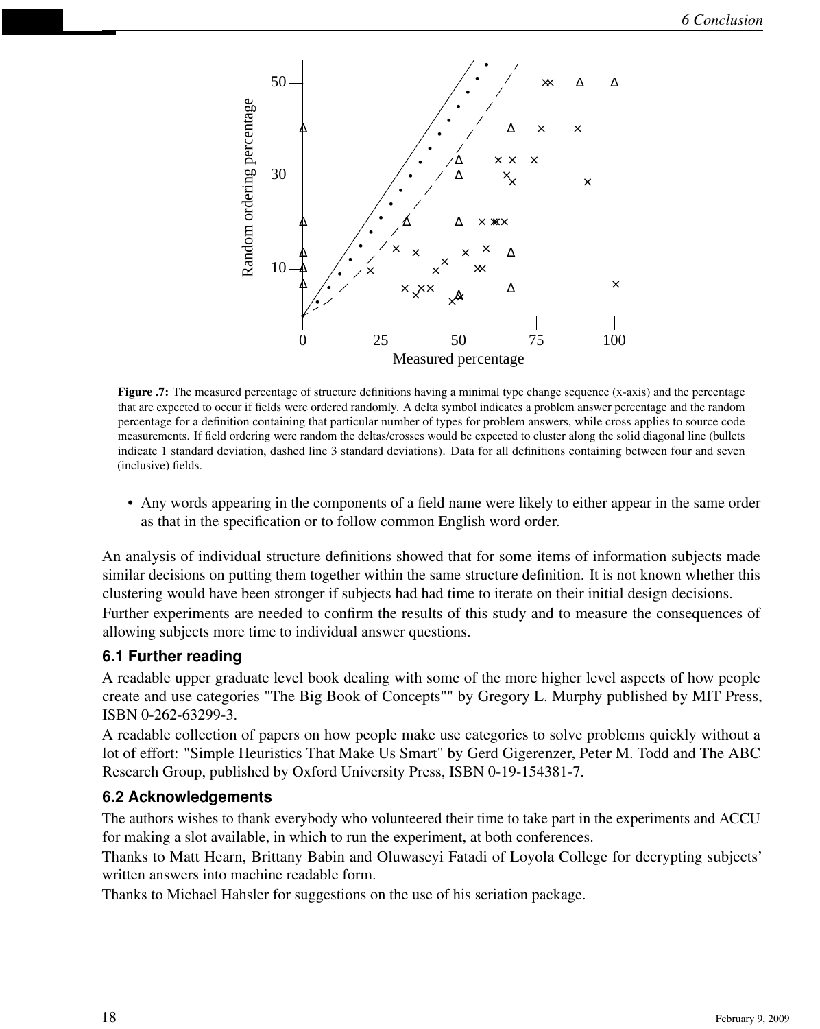**Figure .7:** The measured percentage of structure definitions having a minimal type change sequence (x-axis) and the percentage that are expected to occur if fields were ordered randomly. A delta symbol indicates a problem answer percentage and the random percentage for a definition containing that particular number of types for problem answers, while cross applies to source code measurements. If field ordering were random the deltas/crosses would be expected to cluster along the solid diagonal line (bullets indicate 1 standard deviation, dashed line 3 standard deviations). Data for all definitions containing between four and seven (inclusive) fields.

- Any words appearing in the components of a field name were likely to either appear in the same order as that in the specification or to follow common English word order.

An analysis of individual structure definitions showed that for some items of information subjects made similar decisions on putting them together within the same structure definition. It is not known whether this clustering would have been stronger if subjects had had time to iterate on their initial design decisions.

Further experiments are needed to confirm the results of this study and to measure the consequences of allowing subjects more time to individual answer questions.

## 6.1 Further reading

A readable upper graduate level book dealing with some of the more higher level aspects of how people create and use categories "The Big Book of Concepts"" by Gregory L. Murphy published by MIT Press, ISBN 0-262-63299-3.

A readable collection of papers on how people make use categories to solve problems quickly without a lot of effort: "Simple Heuristics That Make Us Smart" by Gerd Gigerenzer, Peter M. Todd and The ABC Research Group, published by Oxford University Press, ISBN 0-19-154381-7.

## 6.2 Acknowledgements

The authors wishes to thank everybody who volunteered their time to take part in the experiments and ACCU for making a slot available, in which to run the experiment, at both conferences.

Thanks to Matt Hearn, Brittany Babin and Oluwaseyi Fatadi of Loyola College for decrypting subjects' written answers into machine readable form.

Thanks to Michael Hahsler for suggestions on the use of his seriation package.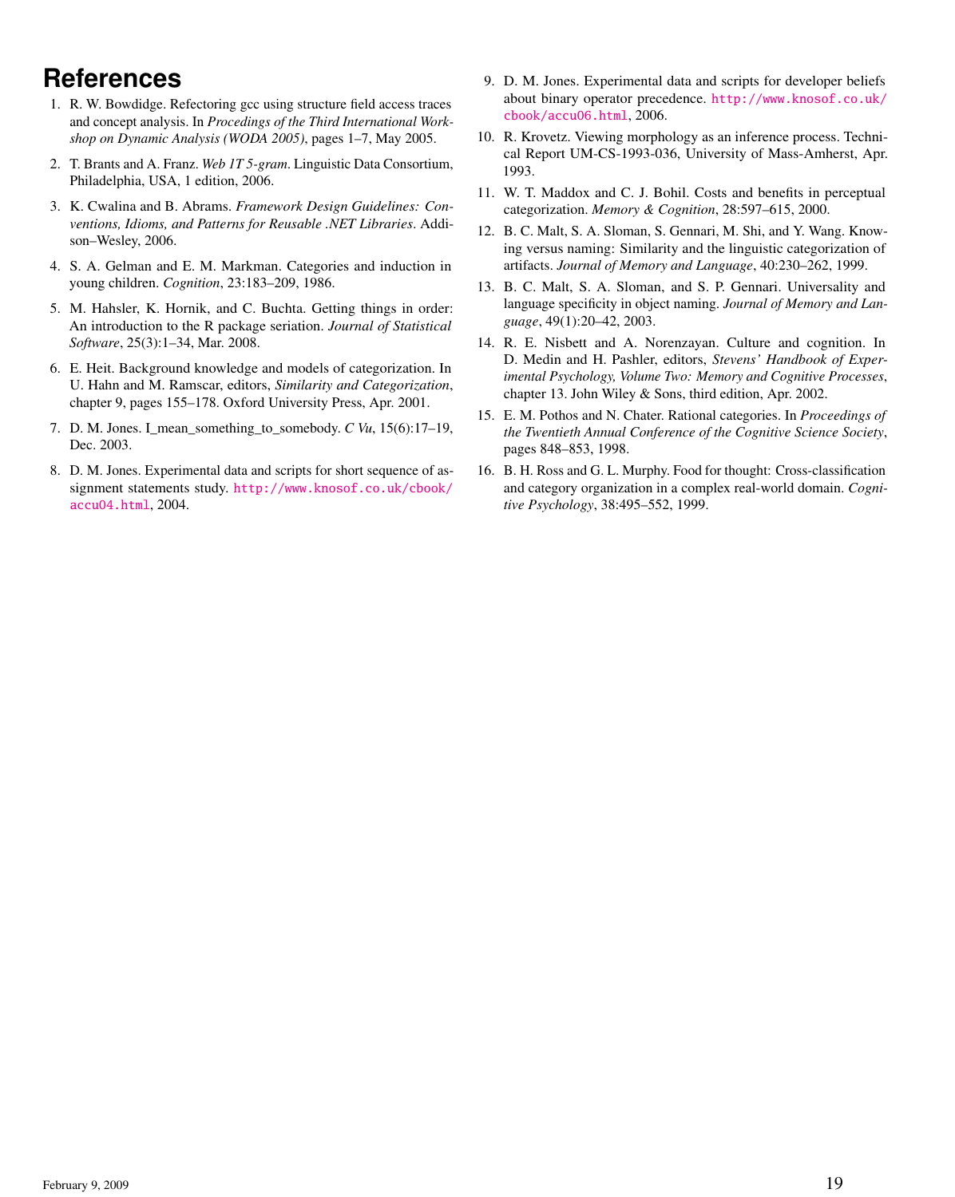# References

1. R. W. Bowdidge. Refectoring gcc using structure field access traces and concept analysis. In *Procedings of the Third International Workshop on Dynamic Analysis (WODA 2005)*, pages 1–7, May 2005.
2. T. Brants and A. Franz. *Web 1T 5-gram*. Linguistic Data Consortium, Philadelphia, USA, 1 edition, 2006.
3. K. Cwalina and B. Abrams. *Framework Design Guidelines: Conventions, Idioms, and Patterns for Reusable .NET Libraries*. Addison–Wesley, 2006.
4. S. A. Gelman and E. M. Markman. Categories and induction in young children. *Cognition*, 23:183–209, 1986.
5. M. Hahsler, K. Hornik, and C. Buchta. Getting things in order: An introduction to the R package seriation. *Journal of Statistical Software*, 25(3):1–34, Mar. 2008.
6. E. Heit. Background knowledge and models of categorization. In U. Hahn and M. Ramscar, editors, *Similarity and Categorization*, chapter 9, pages 155–178. Oxford University Press, Apr. 2001.
7. D. M. Jones. I_mean_something_to_somebody. *C Vu*, 15(6):17–19, Dec. 2003.
8. D. M. Jones. Experimental data and scripts for short sequence of assignment statements study. http://www.knosof.co.uk/cbook/accu04.html, 2004.
9. D. M. Jones. Experimental data and scripts for developer beliefs about binary operator precedence. http://www.knosof.co.uk/cbook/accu06.html, 2006.
10. R. Krovetz. Viewing morphology as an inference process. Technical Report UM-CS-1993-036, University of Mass-Amherst, Apr. 1993.
11. W. T. Maddox and C. J. Bohil. Costs and benefits in perceptual categorization. *Memory & Cognition*, 28:597–615, 2000.
12. B. C. Malt, S. A. Sloman, S. Gennari, M. Shi, and Y. Wang. Knowing versus naming: Similarity and the linguistic categorization of artifacts. *Journal of Memory and Language*, 40:230–262, 1999.
13. B. C. Malt, S. A. Sloman, and S. P. Gennari. Universality and language specificity in object naming. *Journal of Memory and Language*, 49(1):20–42, 2003.
14. R. E. Nisbett and A. Norenzayan. Culture and cognition. In D. Medin and H. Pashler, editors, *Stevens' Handbook of Experimental Psychology, Volume Two: Memory and Cognitive Processes*, chapter 13. John Wiley & Sons, third edition, Apr. 2002.
15. E. M. Pothos and N. Chater. Rational categories. In *Proceedings of the Twentieth Annual Conference of the Cognitive Science Society*, pages 848–853, 1998.
16. B. H. Ross and G. L. Murphy. Food for thought: Cross-classification and category organization in a complex real-world domain. *Cognitive Psychology*, 38:495–552, 1999.